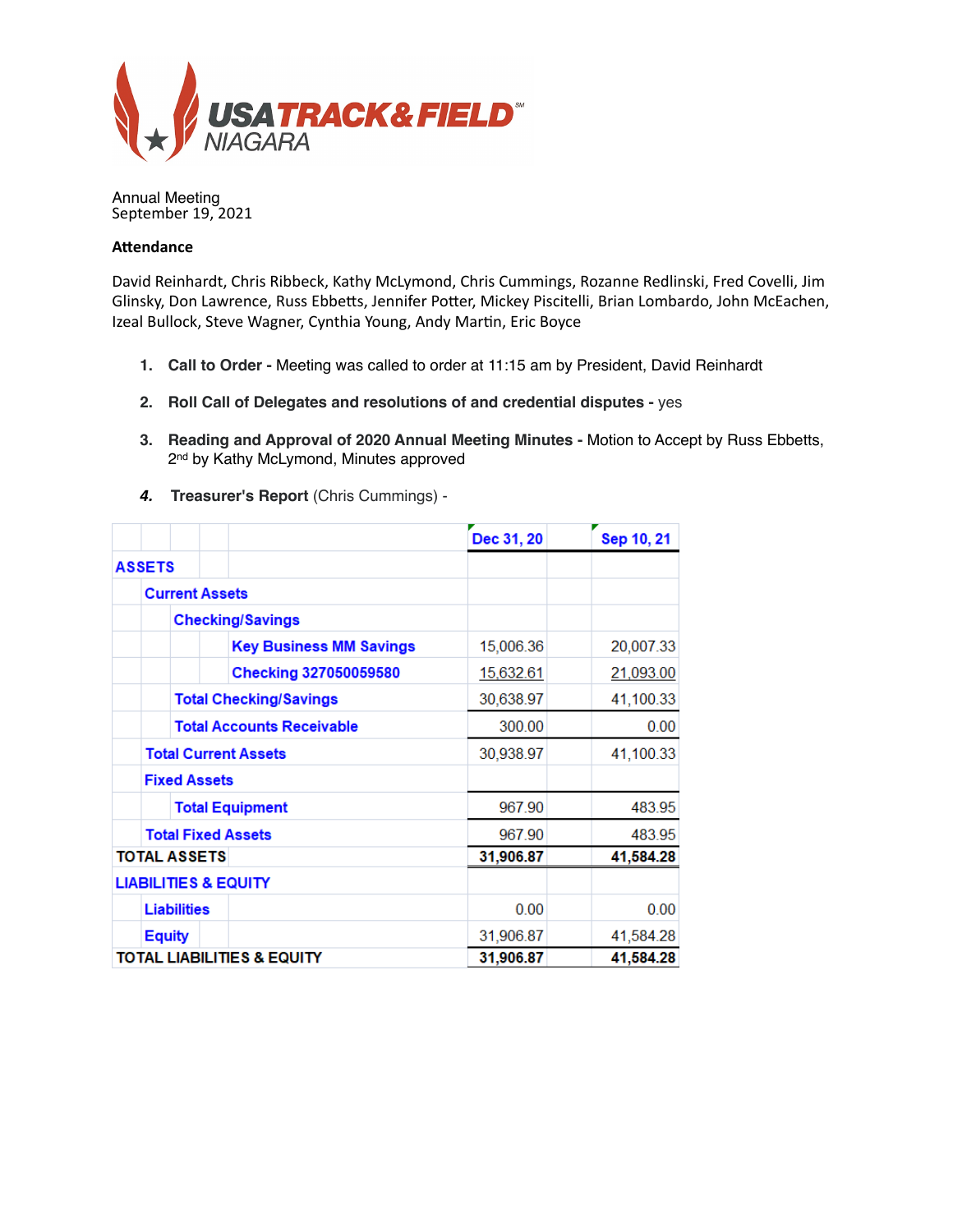USATRACK&FIELD NIAGARA

Annual Meeting
September 19, 2021

**Attendance**

David Reinhardt, Chris Ribbeck, Kathy McLymond, Chris Cummings, Rozanne Redlinski, Fred Covelli, Jim Glinsky, Don Lawrence, Russ Ebbetts, Jennifer Potter, Mickey Piscitelli, Brian Lombardo, John McEachen, Izeal Bullock, Steve Wagner, Cynthia Young, Andy Martin, Eric Boyce

1. **Call to Order -** Meeting was called to order at 11:15 am by President, David Reinhardt
2. **Roll Call of Delegates and resolutions of and credential disputes -** yes
3. **Reading and Approval of 2020 Annual Meeting Minutes -** Motion to Accept by Russ Ebbetts, 2nd by Kathy McLymond, Minutes approved
4. **Treasurer's Report** (Chris Cummings) -

| | Dec 31, 20 | Sep 10, 21 |
|---|---|---|
| **ASSETS** | | |
| Current Assets | | |
| Checking/Savings | | |
| Key Business MM Savings | 15,006.36 | 20,007.33 |
| Checking 327050059580 | 15,632.61 | 21,093.00 |
| Total Checking/Savings | 30,638.97 | 41,100.33 |
| Total Accounts Receivable | 300.00 | 0.00 |
| Total Current Assets | 30,938.97 | 41,100.33 |
| Fixed Assets | | |
| Total Equipment | 967.90 | 483.95 |
| Total Fixed Assets | 967.90 | 483.95 |
| **TOTAL ASSETS** | **31,906.87** | **41,584.28** |
| **LIABILITIES & EQUITY** | | |
| Liabilities | 0.00 | 0.00 |
| Equity | 31,906.87 | 41,584.28 |
| **TOTAL LIABILITIES & EQUITY** | **31,906.87** | **41,584.28** |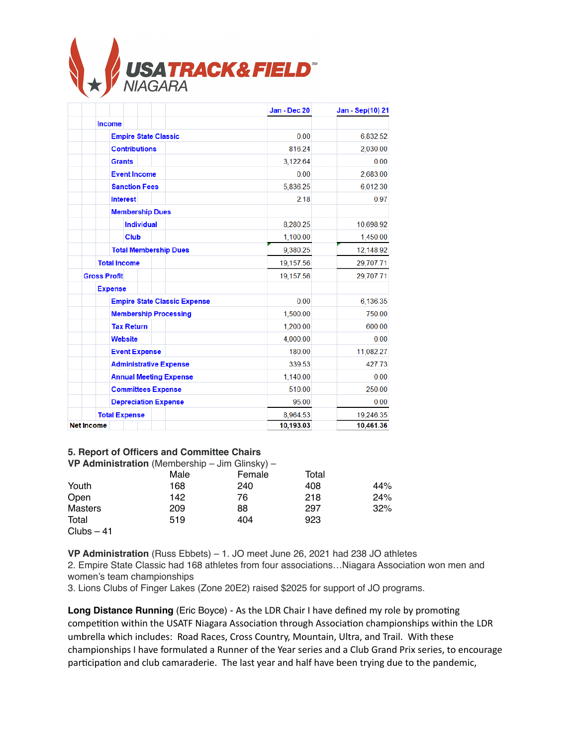USATRACK&FIELD NIAGARA

| | Jan - Dec 20 | Jan - Sep(10) 21 |
|---|---|---|
| Income | | |
| Empire State Classic | 0.00 | 6,832.52 |
| Contributions | 816.24 | 2,030.00 |
| Grants | 3,122.64 | 0.00 |
| Event Income | 0.00 | 2,683.00 |
| Sanction Fees | 5,836.25 | 6,012.30 |
| Interest | 2.18 | 0.97 |
| Membership Dues | | |
| Individual | 8,280.25 | 10,698.92 |
| Club | 1,100.00 | 1,450.00 |
| Total Membership Dues | 9,380.25 | 12,148.92 |
| Total Income | 19,157.56 | 29,707.71 |
| Gross Profit | 19,157.56 | 29,707.71 |
| Expense | | |
| Empire State Classic Expense | 0.00 | 6,136.35 |
| Membership Processing | 1,500.00 | 750.00 |
| Tax Return | 1,200.00 | 600.00 |
| Website | 4,000.00 | 0.00 |
| Event Expense | 180.00 | 11,082.27 |
| Administrative Expense | 339.53 | 427.73 |
| Annual Meeting Expense | 1,140.00 | 0.00 |
| Committees Expense | 510.00 | 250.00 |
| Depreciation Expense | 95.00 | 0.00 |
| Total Expense | 8,964.53 | 19,246.35 |
| **Net Income** | **10,193.03** | **10,461.36** |

**5. Report of Officers and Committee Chairs**

**VP Administration** (Membership – Jim Glinsky) –

| | Male | Female | Total | |
|---|---|---|---|---|
| Youth | 168 | 240 | 408 | 44% |
| Open | 142 | 76 | 218 | 24% |
| Masters | 209 | 88 | 297 | 32% |
| Total | 519 | 404 | 923 | |

Clubs – 41

**VP Administration** (Russ Ebbets) – 1. JO meet June 26, 2021 had 238 JO athletes
2. Empire State Classic had 168 athletes from four associations…Niagara Association won men and women's team championships
3. Lions Clubs of Finger Lakes (Zone 20E2) raised $2025 for support of JO programs.

**Long Distance Running** (Eric Boyce) - As the LDR Chair I have defined my role by promoting competition within the USATF Niagara Association through Association championships within the LDR umbrella which includes: Road Races, Cross Country, Mountain, Ultra, and Trail. With these championships I have formulated a Runner of the Year series and a Club Grand Prix series, to encourage participation and club camaraderie. The last year and half have been trying due to the pandemic,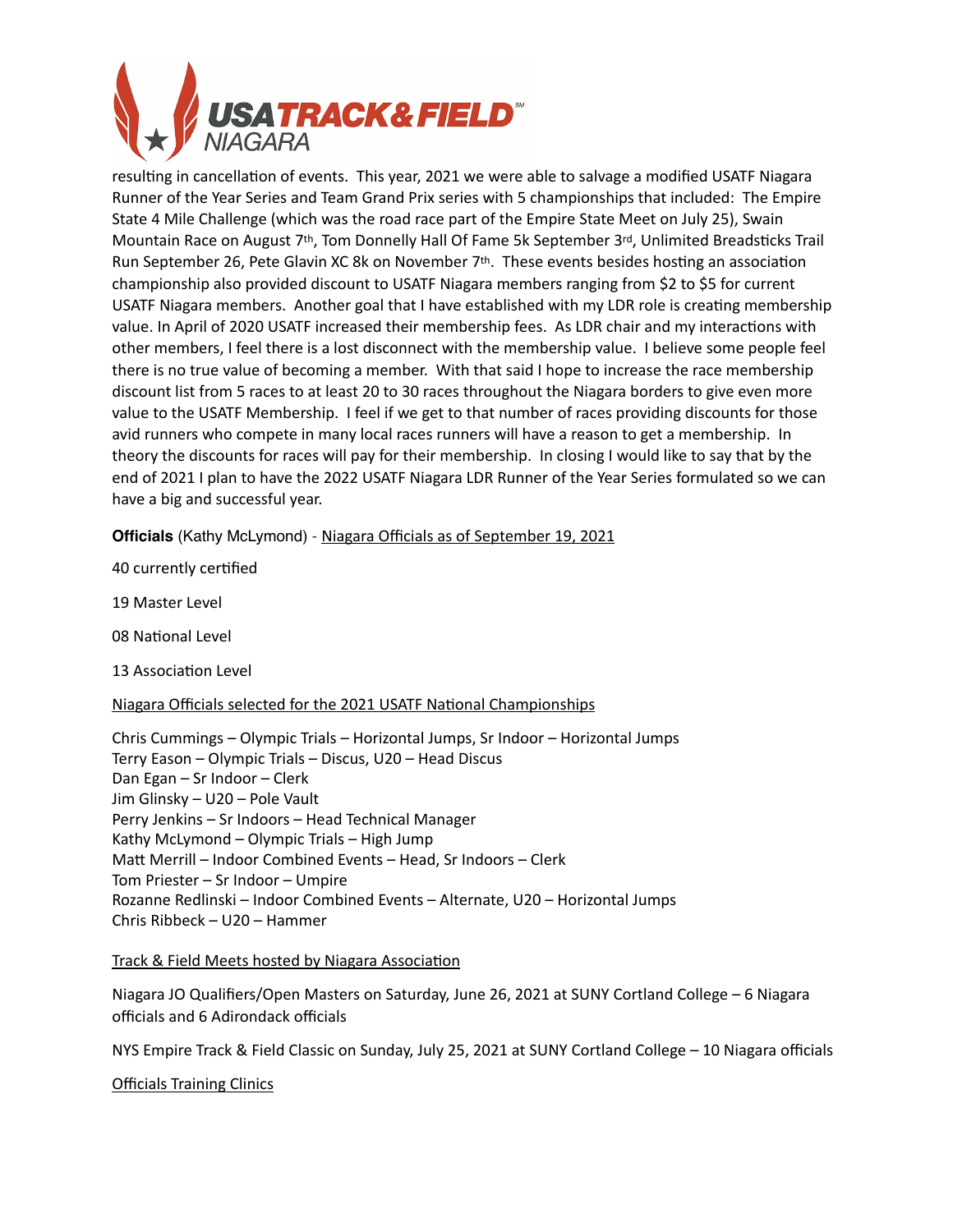resulting in cancellation of events. This year, 2021 we were able to salvage a modified USATF Niagara Runner of the Year Series and Team Grand Prix series with 5 championships that included: The Empire State 4 Mile Challenge (which was the road race part of the Empire State Meet on July 25), Swain Mountain Race on August 7th, Tom Donnelly Hall Of Fame 5k September 3rd, Unlimited Breadsticks Trail Run September 26, Pete Glavin XC 8k on November 7th. These events besides hosting an association championship also provided discount to USATF Niagara members ranging from $2 to $5 for current USATF Niagara members. Another goal that I have established with my LDR role is creating membership value. In April of 2020 USATF increased their membership fees. As LDR chair and my interactions with other members, I feel there is a lost disconnect with the membership value. I believe some people feel there is no true value of becoming a member. With that said I hope to increase the race membership discount list from 5 races to at least 20 to 30 races throughout the Niagara borders to give even more value to the USATF Membership. I feel if we get to that number of races providing discounts for those avid runners who compete in many local races runners will have a reason to get a membership. In theory the discounts for races will pay for their membership. In closing I would like to say that by the end of 2021 I plan to have the 2022 USATF Niagara LDR Runner of the Year Series formulated so we can have a big and successful year.

**Officials** (Kathy McLymond) - Niagara Officials as of September 19, 2021

40 currently certified

19 Master Level

08 National Level

13 Association Level

Niagara Officials selected for the 2021 USATF National Championships

Chris Cummings – Olympic Trials – Horizontal Jumps, Sr Indoor – Horizontal Jumps
Terry Eason – Olympic Trials – Discus, U20 – Head Discus
Dan Egan – Sr Indoor – Clerk
Jim Glinsky – U20 – Pole Vault
Perry Jenkins – Sr Indoors – Head Technical Manager
Kathy McLymond – Olympic Trials – High Jump
Matt Merrill – Indoor Combined Events – Head, Sr Indoors – Clerk
Tom Priester – Sr Indoor – Umpire
Rozanne Redlinski – Indoor Combined Events – Alternate, U20 – Horizontal Jumps
Chris Ribbeck – U20 – Hammer

Track & Field Meets hosted by Niagara Association

Niagara JO Qualifiers/Open Masters on Saturday, June 26, 2021 at SUNY Cortland College – 6 Niagara officials and 6 Adirondack officials

NYS Empire Track & Field Classic on Sunday, July 25, 2021 at SUNY Cortland College – 10 Niagara officials

Officials Training Clinics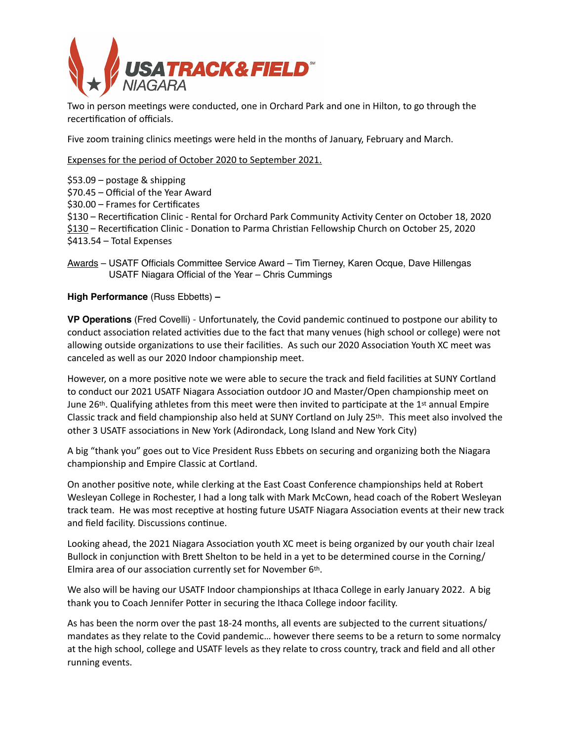Two in person meetings were conducted, one in Orchard Park and one in Hilton, to go through the recertification of officials.

Five zoom training clinics meetings were held in the months of January, February and March.

Expenses for the period of October 2020 to September 2021.

$53.09 – postage & shipping  
$70.45 – Official of the Year Award  
$30.00 – Frames for Certificates  
$130 – Recertification Clinic - Rental for Orchard Park Community Activity Center on October 18, 2020  
$130 – Recertification Clinic - Donation to Parma Christian Fellowship Church on October 25, 2020  
$413.54 – Total Expenses

Awards – USATF Officials Committee Service Award – Tim Tierney, Karen Ocque, Dave Hillengas  
USATF Niagara Official of the Year – Chris Cummings

**High Performance** (Russ Ebbetts) **–**

**VP Operations** (Fred Covelli) - Unfortunately, the Covid pandemic continued to postpone our ability to conduct association related activities due to the fact that many venues (high school or college) were not allowing outside organizations to use their facilities. As such our 2020 Association Youth XC meet was canceled as well as our 2020 Indoor championship meet.

However, on a more positive note we were able to secure the track and field facilities at SUNY Cortland to conduct our 2021 USATF Niagara Association outdoor JO and Master/Open championship meet on June 26th. Qualifying athletes from this meet were then invited to participate at the 1st annual Empire Classic track and field championship also held at SUNY Cortland on July 25th. This meet also involved the other 3 USATF associations in New York (Adirondack, Long Island and New York City)

A big "thank you" goes out to Vice President Russ Ebbets on securing and organizing both the Niagara championship and Empire Classic at Cortland.

On another positive note, while clerking at the East Coast Conference championships held at Robert Wesleyan College in Rochester, I had a long talk with Mark McCown, head coach of the Robert Wesleyan track team. He was most receptive at hosting future USATF Niagara Association events at their new track and field facility. Discussions continue.

Looking ahead, the 2021 Niagara Association youth XC meet is being organized by our youth chair Izeal Bullock in conjunction with Brett Shelton to be held in a yet to be determined course in the Corning/ Elmira area of our association currently set for November 6th.

We also will be having our USATF Indoor championships at Ithaca College in early January 2022. A big thank you to Coach Jennifer Potter in securing the Ithaca College indoor facility.

As has been the norm over the past 18-24 months, all events are subjected to the current situations/ mandates as they relate to the Covid pandemic… however there seems to be a return to some normalcy at the high school, college and USATF levels as they relate to cross country, track and field and all other running events.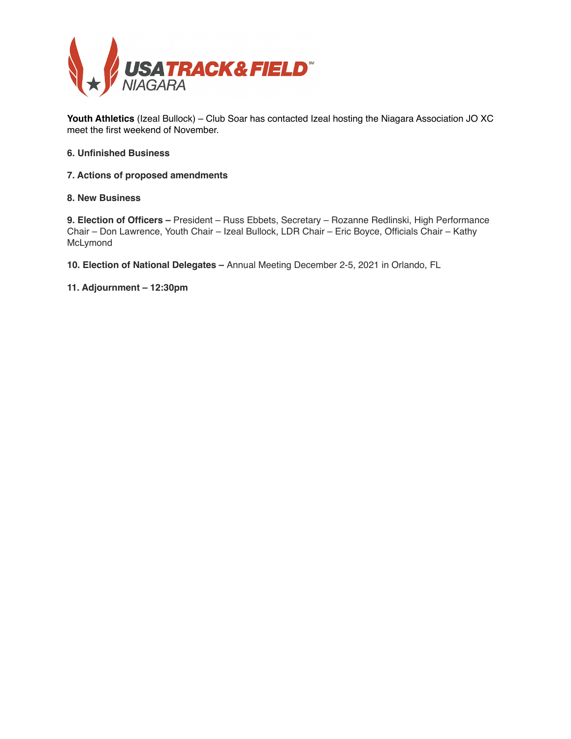**Youth Athletics** (Izeal Bullock) – Club Soar has contacted Izeal hosting the Niagara Association JO XC meet the first weekend of November.

**6. Unfinished Business**

**7. Actions of proposed amendments**

**8. New Business**

**9. Election of Officers –** President – Russ Ebbets, Secretary – Rozanne Redlinski, High Performance Chair – Don Lawrence, Youth Chair – Izeal Bullock, LDR Chair – Eric Boyce, Officials Chair – Kathy McLymond

**10. Election of National Delegates –** Annual Meeting December 2-5, 2021 in Orlando, FL

**11. Adjournment – 12:30pm**